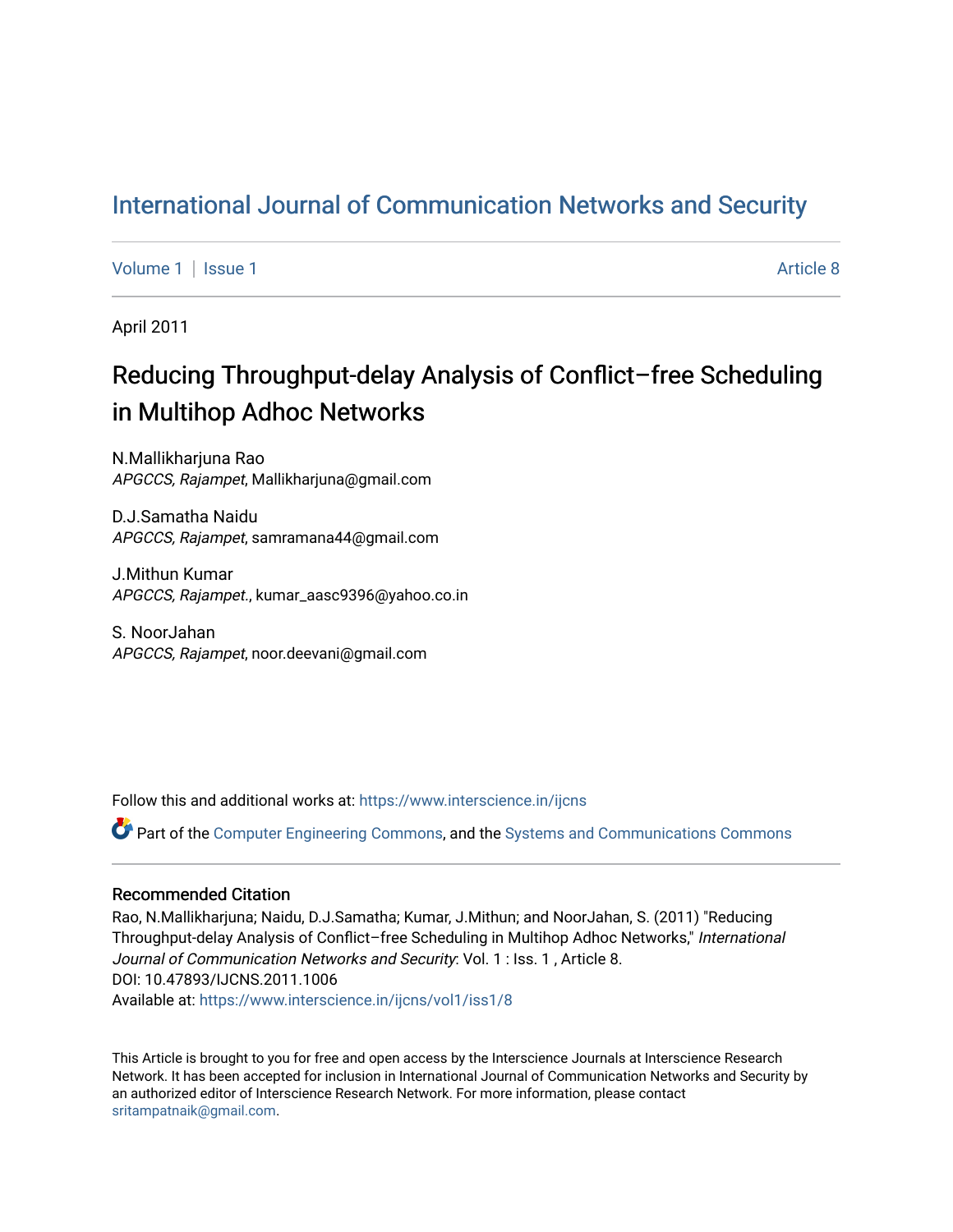# International Journal of Communication Networks and Security

Volume 1 | Issue 1 Article 8

April 2011

## Reducing Throughput-delay Analysis of Conflict–free Scheduling in Multihop Adhoc Networks

N.Mallikharjuna Rao
*APGCCS, Rajampet*, Mallikharjuna@gmail.com

D.J.Samatha Naidu
*APGCCS, Rajampet*, samramana44@gmail.com

J.Mithun Kumar
*APGCCS, Rajampet.*, kumar_aasc9396@yahoo.co.in

S. NoorJahan
*APGCCS, Rajampet*, noor.deevani@gmail.com

Follow this and additional works at: https://www.interscience.in/ijcns

Part of the Computer Engineering Commons, and the Systems and Communications Commons

### Recommended Citation

Rao, N.Mallikharjuna; Naidu, D.J.Samatha; Kumar, J.Mithun; and NoorJahan, S. (2011) "Reducing Throughput-delay Analysis of Conflict–free Scheduling in Multihop Adhoc Networks," *International Journal of Communication Networks and Security*: Vol. 1 : Iss. 1 , Article 8.
DOI: 10.47893/IJCNS.2011.1006
Available at: https://www.interscience.in/ijcns/vol1/iss1/8

This Article is brought to you for free and open access by the Interscience Journals at Interscience Research Network. It has been accepted for inclusion in International Journal of Communication Networks and Security by an authorized editor of Interscience Research Network. For more information, please contact sritampatnaik@gmail.com.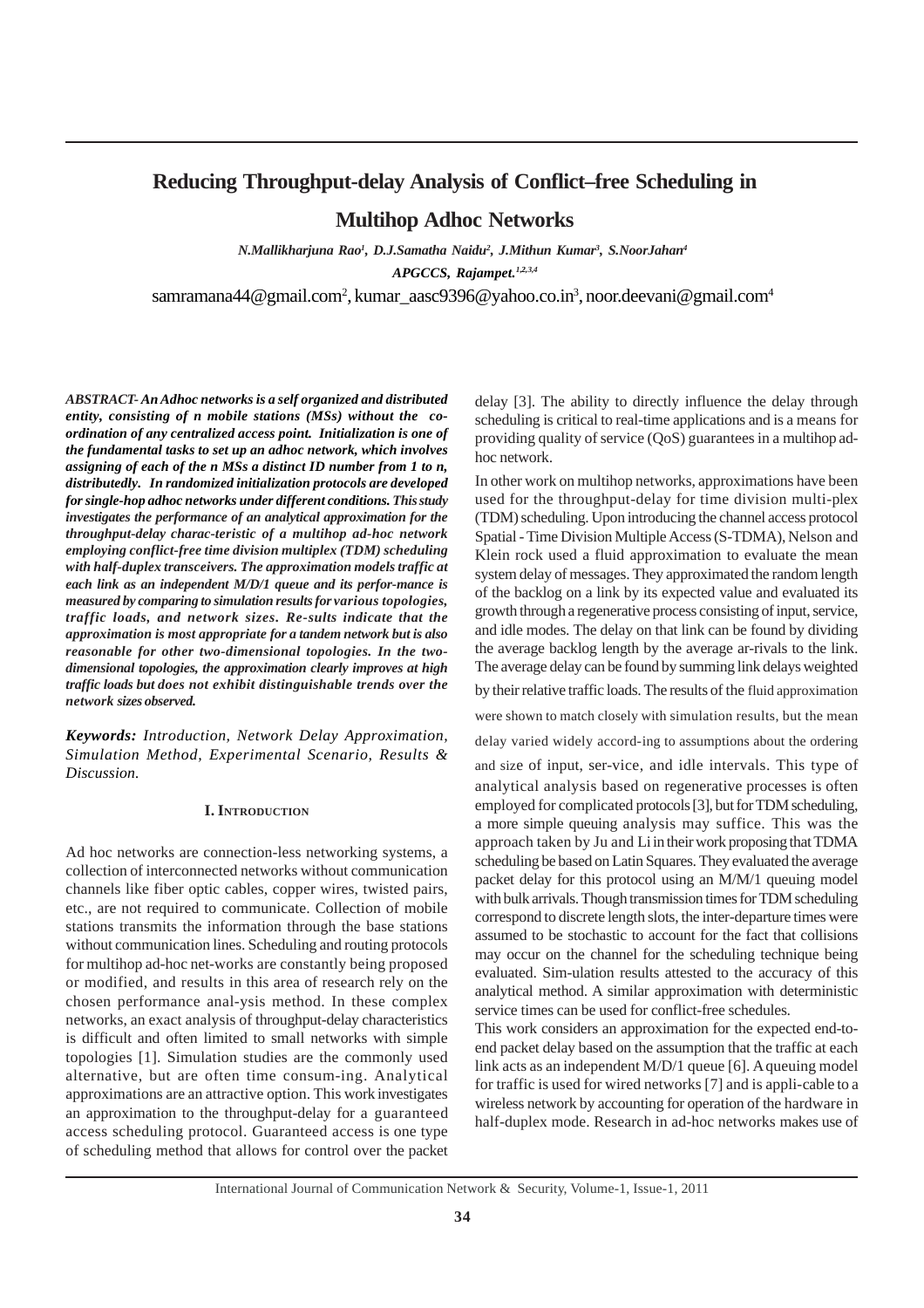# Reducing Throughput-delay Analysis of Conflict–free Scheduling in Multihop Adhoc Networks

***N.Mallikharjuna Rao[1], D.J.Samatha Naidu[2], J.Mithun Kumar[3], S.NoorJahan[4]***

***APGCCS, Rajampet.[1,2,3,4]***

samramana44@gmail.com[2], kumar_aasc9396@yahoo.co.in[3], noor.deevani@gmail.com[4]

***ABSTRACT- An Adhoc networks is a self organized and distributed entity, consisting of n mobile stations (MSs) without the co-ordination of any centralized access point. Initialization is one of the fundamental tasks to set up an adhoc network, which involves assigning of each of the n MSs a distinct ID number from 1 to n, distributedly. In randomized initialization protocols are developed for single-hop adhoc networks under different conditions. This study investigates the performance of an analytical approximation for the throughput-delay charac-teristic of a multihop ad-hoc network employing conflict-free time division multiplex (TDM) scheduling with half-duplex transceivers. The approximation models traffic at each link as an independent M/D/1 queue and its perfor-mance is measured by comparing to simulation results for various topologies, traffic loads, and network sizes. Re-sults indicate that the approximation is most appropriate for a tandem network but is also reasonable for other two-dimensional topologies. In the two-dimensional topologies, the approximation clearly improves at high traffic loads but does not exhibit distinguishable trends over the network sizes observed.***

***Keywords:*** *Introduction, Network Delay Approximation, Simulation Method, Experimental Scenario, Results & Discussion.*

## I. Introduction

Ad hoc networks are connection-less networking systems, a collection of interconnected networks without communication channels like fiber optic cables, copper wires, twisted pairs, etc., are not required to communicate. Collection of mobile stations transmits the information through the base stations without communication lines. Scheduling and routing protocols for multihop ad-hoc net-works are constantly being proposed or modified, and results in this area of research rely on the chosen performance anal-ysis method. In these complex networks, an exact analysis of throughput-delay characteristics is difficult and often limited to small networks with simple topologies [1]. Simulation studies are the commonly used alternative, but are often time consum-ing. Analytical approximations are an attractive option. This work investigates an approximation to the throughput-delay for a guaranteed access scheduling protocol. Guaranteed access is one type of scheduling method that allows for control over the packet delay [3]. The ability to directly influence the delay through scheduling is critical to real-time applications and is a means for providing quality of service (QoS) guarantees in a multihop ad-hoc network.

In other work on multihop networks, approximations have been used for the throughput-delay for time division multi-plex (TDM) scheduling. Upon introducing the channel access protocol Spatial - Time Division Multiple Access (S-TDMA), Nelson and Klein rock used a fluid approximation to evaluate the mean system delay of messages. They approximated the random length of the backlog on a link by its expected value and evaluated its growth through a regenerative process consisting of input, service, and idle modes. The delay on that link can be found by dividing the average backlog length by the average ar-rivals to the link. The average delay can be found by summing link delays weighted by their relative traffic loads. The results of the fluid approximation were shown to match closely with simulation results, but the mean delay varied widely accord-ing to assumptions about the ordering and size of input, ser-vice, and idle intervals. This type of analytical analysis based on regenerative processes is often employed for complicated protocols [3], but for TDM scheduling, a more simple queuing analysis may suffice. This was the approach taken by Ju and Li in their work proposing that TDMA scheduling be based on Latin Squares. They evaluated the average packet delay for this protocol using an M/M/1 queuing model with bulk arrivals. Though transmission times for TDM scheduling correspond to discrete length slots, the inter-departure times were assumed to be stochastic to account for the fact that collisions may occur on the channel for the scheduling technique being evaluated. Sim-ulation results attested to the accuracy of this analytical method. A similar approximation with deterministic service times can be used for conflict-free schedules.

This work considers an approximation for the expected end-to-end packet delay based on the assumption that the traffic at each link acts as an independent M/D/1 queue [6]. A queuing model for traffic is used for wired networks [7] and is appli-cable to a wireless network by accounting for operation of the hardware in half-duplex mode. Research in ad-hoc networks makes use of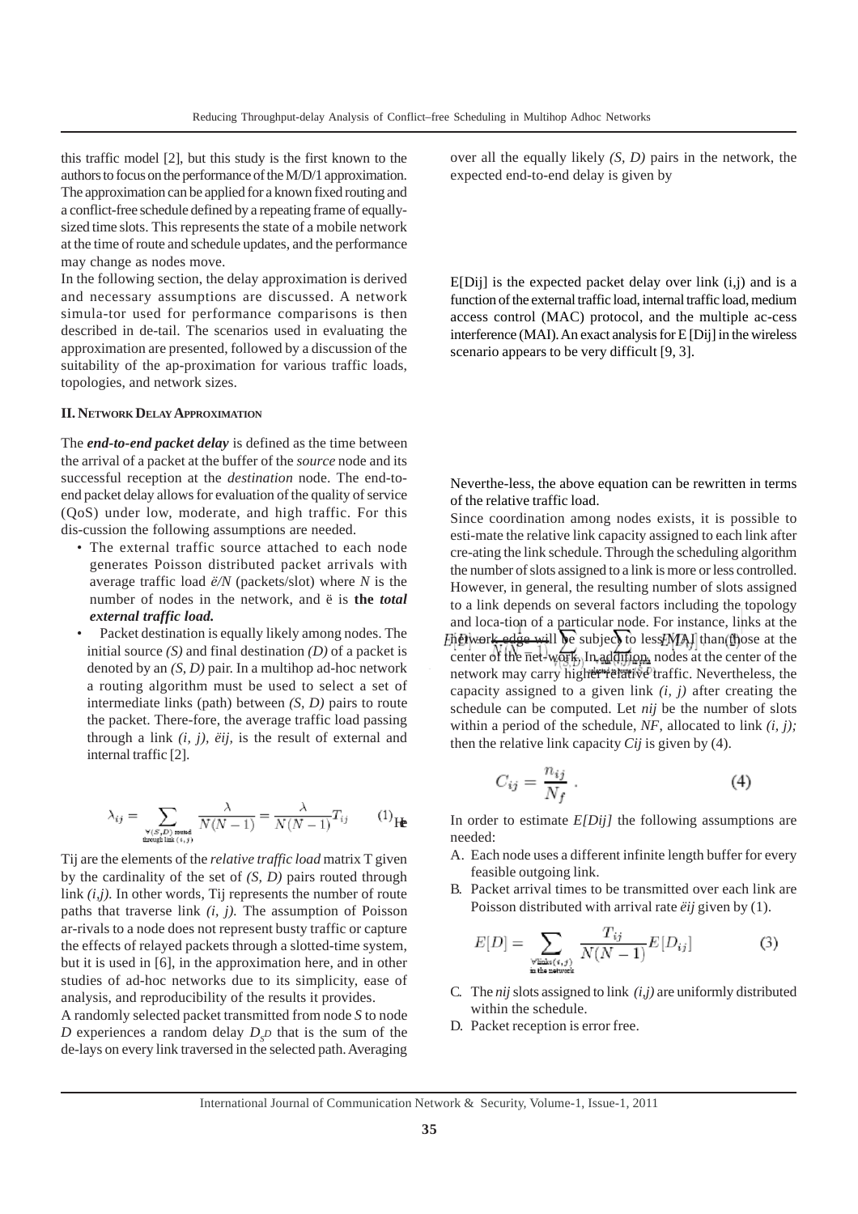this traffic model [2], but this study is the first known to the authors to focus on the performance of the M/D/1 approximation. The approximation can be applied for a known fixed routing and a conflict-free schedule defined by a repeating frame of equally-sized time slots. This represents the state of a mobile network at the time of route and schedule updates, and the performance may change as nodes move.

In the following section, the delay approximation is derived and necessary assumptions are discussed. A network simula-tor used for performance comparisons is then described in de-tail. The scenarios used in evaluating the approximation are presented, followed by a discussion of the suitability of the ap-proximation for various traffic loads, topologies, and network sizes.

## II. Network Delay Approximation

The ***end-to-end packet delay*** is defined as the time between the arrival of a packet at the buffer of the *source* node and its successful reception at the *destination* node. The end-to-end packet delay allows for evaluation of the quality of service (QoS) under low, moderate, and high traffic. For this dis-cussion the following assumptions are needed.

- The external traffic source attached to each node generates Poisson distributed packet arrivals with average traffic load $\lambda/N$ (packets/slot) where $N$ is the number of nodes in the network, and $\lambda$ is **the *total external traffic load.***
- Packet destination is equally likely among nodes. The initial source *(S)* and final destination *(D)* of a packet is denoted by an *(S, D)* pair. In a multihop ad-hoc network a routing algorithm must be used to select a set of intermediate links (path) between *(S, D)* pairs to route the packet. There-fore, the average traffic load passing through a link *(i, j)*, $\lambda_{ij}$, is the result of external and internal traffic [2].

$$\lambda_{ij} = \sum_{\substack{\forall (S,D) \text{ routed} \\ \text{through link } (i,j)}} \frac{\lambda}{N(N-1)} = \frac{\lambda}{N(N-1)} T_{ij} \qquad (1)$$

Tij are the elements of the *relative traffic load* matrix T given by the cardinality of the set of *(S, D)* pairs routed through link *(i,j)*. In other words, Tij represents the number of route paths that traverse link *(i, j)*. The assumption of Poisson ar-rivals to a node does not represent busty traffic or capture the effects of relayed packets through a slotted-time system, but it is used in [6], in the approximation here, and in other studies of ad-hoc networks due to its simplicity, ease of analysis, and reproducibility of the results it provides.

A randomly selected packet transmitted from node *S* to node *D* experiences a random delay $D_{SD}$ that is the sum of the de-lays on every link traversed in the selected path. Averaging over all the equally likely *(S, D)* pairs in the network, the expected end-to-end delay is given by

$$E[D] = \frac{1}{N(N-1)} \sum_{\forall (S,D)} \sum_{\substack{\forall \text{ links } (i,j) \\ \text{along path } S\text{-}D}} E[D_{ij}] \qquad (2)$$

E[Dij] is the expected packet delay over link (i,j) and is a function of the external traffic load, internal traffic load, medium access control (MAC) protocol, and the multiple ac-cess interference (MAI). An exact analysis for E [Dij] in the wireless scenario appears to be very difficult [9, 3].

Neverthe-less, the above equation can be rewritten in terms of the relative traffic load.

Since coordination among nodes exists, it is possible to esti-mate the relative link capacity assigned to each link after cre-ating the link schedule. Through the scheduling algorithm the number of slots assigned to a link is more or less controlled. However, in general, the resulting number of slots assigned to a link depends on several factors including the topology and loca-tion of a particular node. For instance, links at the network edge will be subject to less MAI than those at the center of the net-work. In addition, nodes at the center of the network may carry higher relative traffic. Nevertheless, the capacity assigned to a given link *(i, j)* after creating the schedule can be computed. Let *nij* be the number of slots within a period of the schedule, *NF*, allocated to link *(i, j)*; then the relative link capacity *Cij* is given by (4).

$$C_{ij} = \frac{n_{ij}}{N_f} \, . \qquad (4)$$

In order to estimate *E[Dij]* the following assumptions are needed:

A. Each node uses a different infinite length buffer for every feasible outgoing link.
B. Packet arrival times to be transmitted over each link are Poisson distributed with arrival rate $\lambda_{ij}$ given by (1).

$$E[D] = \sum_{\substack{\forall \text{links}(i,j) \\ \text{in the network}}} \frac{T_{ij}}{N(N-1)} E[D_{ij}] \qquad (3)$$

C. The *nij* slots assigned to link *(i,j)* are uniformly distributed within the schedule.
D. Packet reception is error free.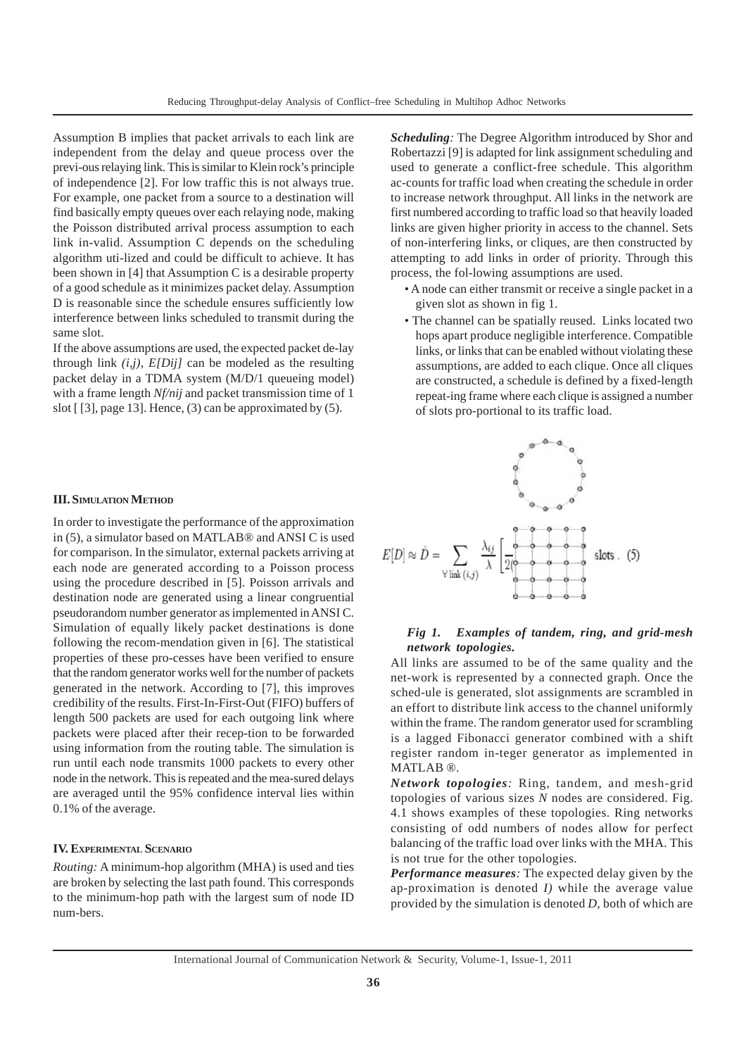Assumption B implies that packet arrivals to each link are independent from the delay and queue process over the previ-ous relaying link. This is similar to Klein rock's principle of independence [2]. For low traffic this is not always true. For example, one packet from a source to a destination will find basically empty queues over each relaying node, making the Poisson distributed arrival process assumption to each link in-valid. Assumption C depends on the scheduling algorithm uti-lized and could be difficult to achieve. It has been shown in [4] that Assumption C is a desirable property of a good schedule as it minimizes packet delay. Assumption D is reasonable since the schedule ensures sufficiently low interference between links scheduled to transmit during the same slot.

If the above assumptions are used, the expected packet de-lay through link $(i,j)$, $E[D_{ij}]$ can be modeled as the resulting packet delay in a TDMA system (M/D/1 queueing model) with a frame length $N_f/n_{ij}$ and packet transmission time of 1 slot [ [3], page 13]. Hence, (3) can be approximated by (5).

$$E[D] \approx \hat{D} = \sum_{\forall \text{ link } (i,j)} \frac{\lambda_{ij}}{\lambda} \left[ \frac{}{2(} \right] \text{ slots . (5)}$$

## III. Simulation Method

In order to investigate the performance of the approximation in (5), a simulator based on MATLAB® and ANSI C is used for comparison. In the simulator, external packets arriving at each node are generated according to a Poisson process using the procedure described in [5]. Poisson arrivals and destination node are generated using a linear congruential pseudorandom number generator as implemented in ANSI C. Simulation of equally likely packet destinations is done following the recom-mendation given in [6]. The statistical properties of these pro-cesses have been verified to ensure that the random generator works well for the number of packets generated in the network. According to [7], this improves credibility of the results. First-In-First-Out (FIFO) buffers of length 500 packets are used for each outgoing link where packets were placed after their recep-tion to be forwarded using information from the routing table. The simulation is run until each node transmits 1000 packets to every other node in the network. This is repeated and the mea-sured delays are averaged until the 95% confidence interval lies within 0.1% of the average.

## IV. Experimental Scenario

*Routing:* A minimum-hop algorithm (MHA) is used and ties are broken by selecting the last path found. This corresponds to the minimum-hop path with the largest sum of node ID num-bers.

***Scheduling:*** The Degree Algorithm introduced by Shor and Robertazzi [9] is adapted for link assignment scheduling and used to generate a conflict-free schedule. This algorithm ac-counts for traffic load when creating the schedule in order to increase network throughput. All links in the network are first numbered according to traffic load so that heavily loaded links are given higher priority in access to the channel. Sets of non-interfering links, or cliques, are then constructed by attempting to add links in order of priority. Through this process, the fol-lowing assumptions are used.

- A node can either transmit or receive a single packet in a given slot as shown in fig 1.
- The channel can be spatially reused. Links located two hops apart produce negligible interference. Compatible links, or links that can be enabled without violating these assumptions, are added to each clique. Once all cliques are constructed, a schedule is defined by a fixed-length repeat-ing frame where each clique is assigned a number of slots pro-portional to its traffic load.

***Fig 1. Examples of tandem, ring, and grid-mesh network topologies.***

All links are assumed to be of the same quality and the net-work is represented by a connected graph. Once the sched-ule is generated, slot assignments are scrambled in an effort to distribute link access to the channel uniformly within the frame. The random generator used for scrambling is a lagged Fibonacci generator combined with a shift register random in-teger generator as implemented in MATLAB ®.

***Network topologies:*** Ring, tandem, and mesh-grid topologies of various sizes $N$ nodes are considered. Fig. 4.1 shows examples of these topologies. Ring networks consisting of odd numbers of nodes allow for perfect balancing of the traffic load over links with the MHA. This is not true for the other topologies.

***Performance measures:*** The expected delay given by the ap-proximation is denoted *I)* while the average value provided by the simulation is denoted $D$, both of which are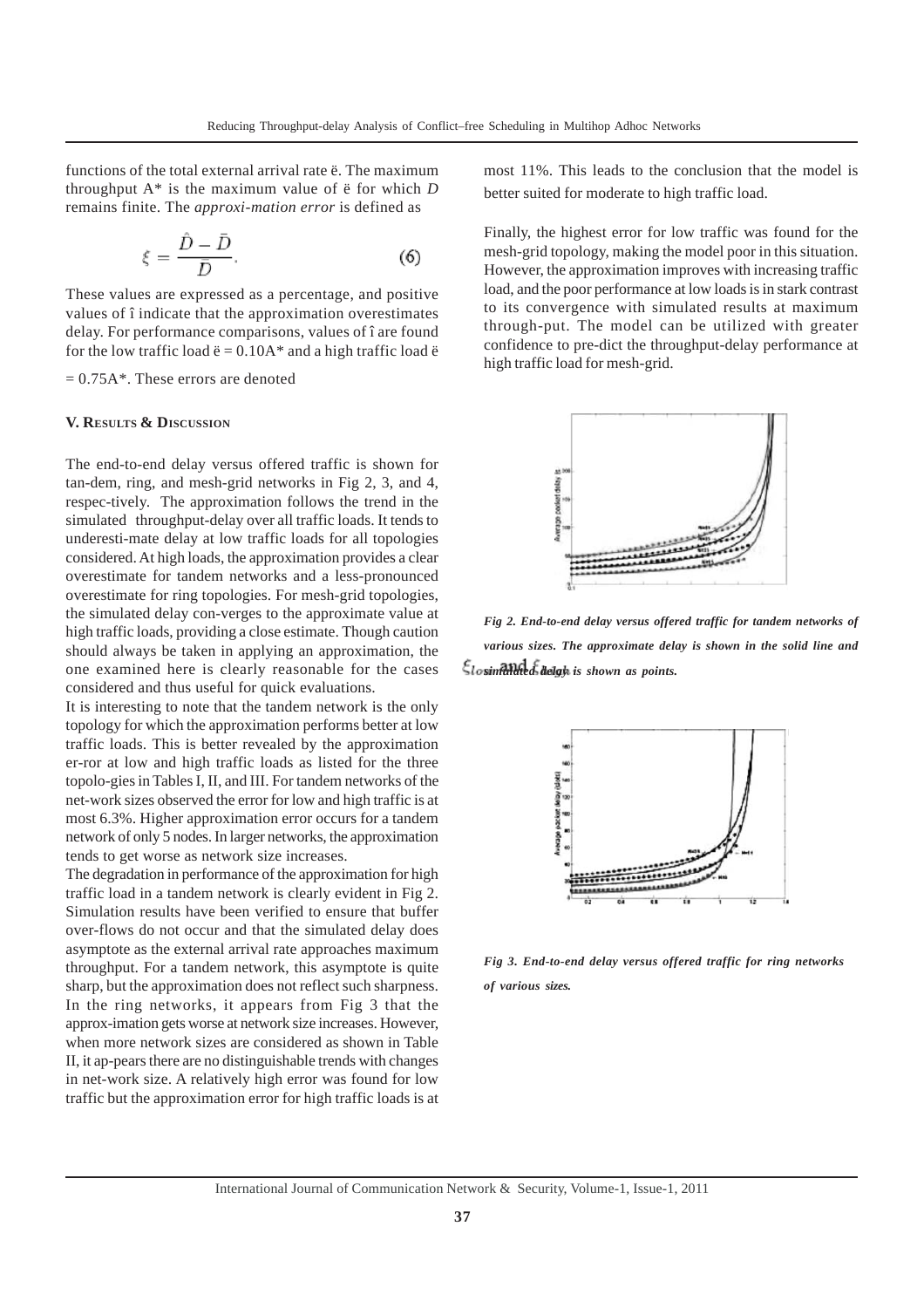functions of the total external arrival rate ë. The maximum throughput A* is the maximum value of ë for which *D* remains finite. The *approxi-mation error* is defined as

$$\xi = \frac{\hat{D} - \bar{D}}{\bar{D}}. \qquad (6)$$

These values are expressed as a percentage, and positive values of î indicate that the approximation overestimates delay. For performance comparisons, values of î are found for the low traffic load ë = 0.10A* and a high traffic load ë = 0.75A*. These errors are denoted

### V. RESULTS & DISCUSSION

The end-to-end delay versus offered traffic is shown for tan-dem, ring, and mesh-grid networks in Fig 2, 3, and 4, respec-tively. The approximation follows the trend in the simulated throughput-delay over all traffic loads. It tends to underesti-mate delay at low traffic loads for all topologies considered. At high loads, the approximation provides a clear overestimate for tandem networks and a less-pronounced overestimate for ring topologies. For mesh-grid topologies, the simulated delay con-verges to the approximate value at high traffic loads, providing a close estimate. Though caution should always be taken in applying an approximation, the one examined here is clearly reasonable for the cases considered and thus useful for quick evaluations.

It is interesting to note that the tandem network is the only topology for which the approximation performs better at low traffic loads. This is better revealed by the approximation er-ror at low and high traffic loads as listed for the three topolo-gies in Tables I, II, and III. For tandem networks of the net-work sizes observed the error for low and high traffic is at most 6.3%. Higher approximation error occurs for a tandem network of only 5 nodes. In larger networks, the approximation tends to get worse as network size increases.

The degradation in performance of the approximation for high traffic load in a tandem network is clearly evident in Fig 2. Simulation results have been verified to ensure that buffer over-flows do not occur and that the simulated delay does asymptote as the external arrival rate approaches maximum throughput. For a tandem network, this asymptote is quite sharp, but the approximation does not reflect such sharpness. In the ring networks, it appears from Fig 3 that the approx-imation gets worse at network size increases. However, when more network sizes are considered as shown in Table II, it ap-pears there are no distinguishable trends with changes in net-work size. A relatively high error was found for low traffic but the approximation error for high traffic loads is at most 11%. This leads to the conclusion that the model is better suited for moderate to high traffic load.

Finally, the highest error for low traffic was found for the mesh-grid topology, making the model poor in this situation. However, the approximation improves with increasing traffic load, and the poor performance at low loads is in stark contrast to its convergence with simulated results at maximum through-put. The model can be utilized with greater confidence to pre-dict the throughput-delay performance at high traffic load for mesh-grid.

*Fig 2. End-to-end delay versus offered traffic for tandem networks of various sizes. The approximate delay is shown in the solid line and simulated delay is shown as points.*

$\xi_{lo}$ and $\xi_{hi}$

*Fig 3. End-to-end delay versus offered traffic for ring networks of various sizes.*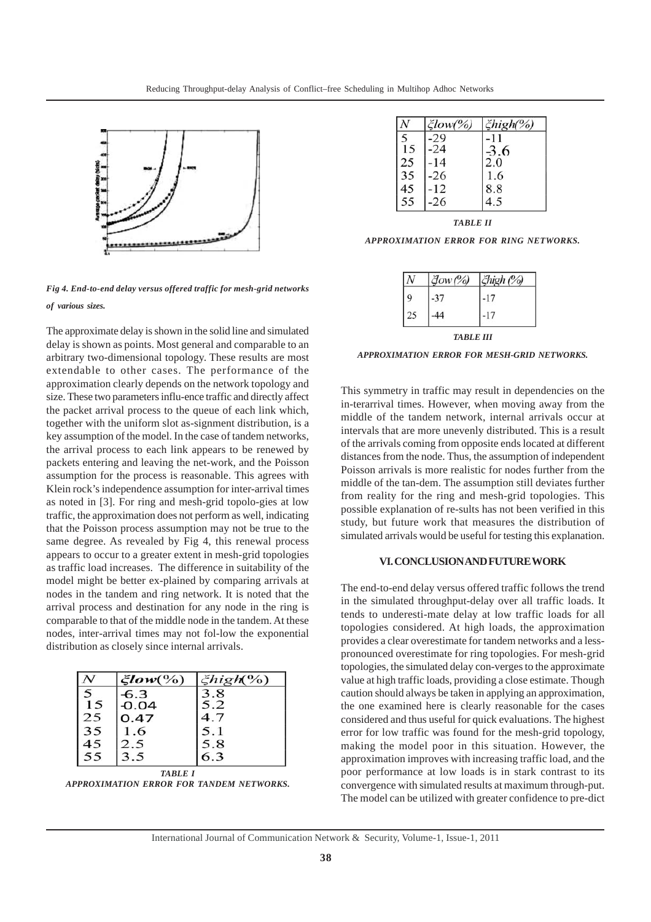*Fig 4. End-to-end delay versus offered traffic for mesh-grid networks of various sizes.*

The approximate delay is shown in the solid line and simulated delay is shown as points. Most general and comparable to an arbitrary two-dimensional topology. These results are most extendable to other cases. The performance of the approximation clearly depends on the network topology and size. These two parameters influ-ence traffic and directly affect the packet arrival process to the queue of each link which, together with the uniform slot as-signment distribution, is a key assumption of the model. In the case of tandem networks, the arrival process to each link appears to be renewed by packets entering and leaving the net-work, and the Poisson assumption for the process is reasonable. This agrees with Klein rock's independence assumption for inter-arrival times as noted in [3]. For ring and mesh-grid topolo-gies at low traffic, the approximation does not perform as well, indicating that the Poisson process assumption may not be true to the same degree. As revealed by Fig 4, this renewal process appears to occur to a greater extent in mesh-grid topologies as traffic load increases. The difference in suitability of the model might be better ex-plained by comparing arrivals at nodes in the tandem and ring network. It is noted that the arrival process and destination for any node in the ring is comparable to that of the middle node in the tandem. At these nodes, inter-arrival times may not fol-low the exponential distribution as closely since internal arrivals.

| $N$ | $\xi low(\%)$ | $\xi high(\%)$ |
|---|---|---|
| 5 | -6.3 | 3.8 |
| 15 | -0.04 | 5.2 |
| 25 | 0.47 | 4.7 |
| 35 | 1.6 | 5.1 |
| 45 | 2.5 | 5.8 |
| 55 | 3.5 | 6.3 |

*TABLE I*

*APPROXIMATION ERROR FOR TANDEM NETWORKS.*

| $N$ | $\xi low(\%)$ | $\xi high(\%)$ |
|---|---|---|
| 5 | -29 | -11 |
| 15 | -24 | -3.6 |
| 25 | -14 | 2.0 |
| 35 | -26 | 1.6 |
| 45 | -12 | 8.8 |
| 55 | -26 | 4.5 |

*TABLE II*

*APPROXIMATION ERROR FOR RING NETWORKS.*

| $N$ | $\xi low(\%)$ | $\xi high(\%)$ |
|---|---|---|
| 9 | -37 | -17 |
| 25 | -44 | -17 |

*TABLE III*

*APPROXIMATION ERROR FOR MESH-GRID NETWORKS.*

This symmetry in traffic may result in dependencies on the in-terarrival times. However, when moving away from the middle of the tandem network, internal arrivals occur at intervals that are more unevenly distributed. This is a result of the arrivals coming from opposite ends located at different distances from the node. Thus, the assumption of independent Poisson arrivals is more realistic for nodes further from the middle of the tan-dem. The assumption still deviates further from reality for the ring and mesh-grid topologies. This possible explanation of re-sults has not been verified in this study, but future work that measures the distribution of simulated arrivals would be useful for testing this explanation.

## VI. CONCLUSION AND FUTURE WORK

The end-to-end delay versus offered traffic follows the trend in the simulated throughput-delay over all traffic loads. It tends to underesti-mate delay at low traffic loads for all topologies considered. At high loads, the approximation provides a clear overestimate for tandem networks and a less-pronounced overestimate for ring topologies. For mesh-grid topologies, the simulated delay con-verges to the approximate value at high traffic loads, providing a close estimate. Though caution should always be taken in applying an approximation, the one examined here is clearly reasonable for the cases considered and thus useful for quick evaluations. The highest error for low traffic was found for the mesh-grid topology, making the model poor in this situation. However, the approximation improves with increasing traffic load, and the poor performance at low loads is in stark contrast to its convergence with simulated results at maximum through-put. The model can be utilized with greater confidence to pre-dict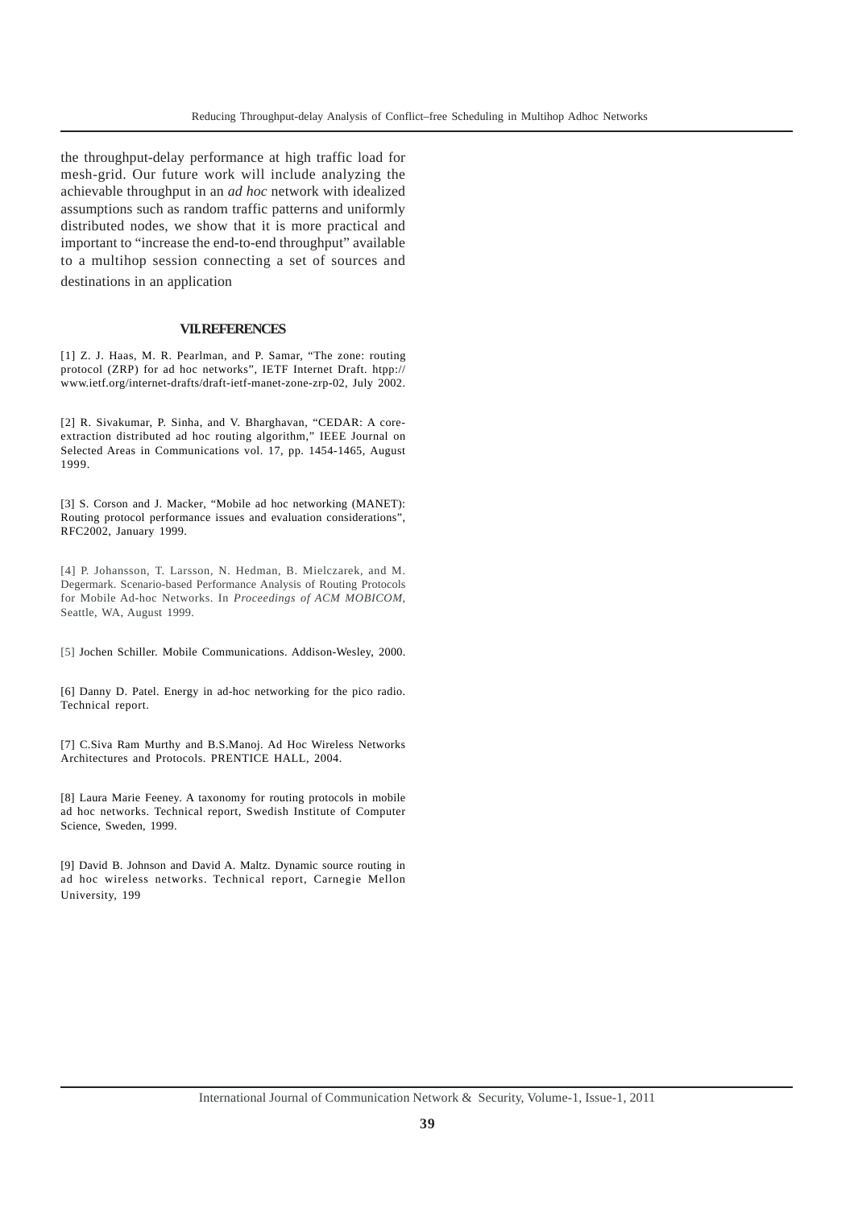the throughput-delay performance at high traffic load for mesh-grid. Our future work will include analyzing the achievable throughput in an *ad hoc* network with idealized assumptions such as random traffic patterns and uniformly distributed nodes, we show that it is more practical and important to "increase the end-to-end throughput" available to a multihop session connecting a set of sources and destinations in an application

## VII.REFERENCES

[1] Z. J. Haas, M. R. Pearlman, and P. Samar, "The zone: routing protocol (ZRP) for ad hoc networks", IETF Internet Draft. htpp://www.ietf.org/internet-drafts/draft-ietf-manet-zone-zrp-02, July 2002.

[2] R. Sivakumar, P. Sinha, and V. Bharghavan, "CEDAR: A core-extraction distributed ad hoc routing algorithm," IEEE Journal on Selected Areas in Communications vol. 17, pp. 1454-1465, August 1999.

[3] S. Corson and J. Macker, "Mobile ad hoc networking (MANET): Routing protocol performance issues and evaluation considerations", RFC2002, January 1999.

[4] P. Johansson, T. Larsson, N. Hedman, B. Mielczarek, and M. Degermark. Scenario-based Performance Analysis of Routing Protocols for Mobile Ad-hoc Networks. In *Proceedings of ACM MOBICOM,* Seattle, WA, August 1999.

[5] Jochen Schiller. Mobile Communications. Addison-Wesley, 2000.

[6] Danny D. Patel. Energy in ad-hoc networking for the pico radio. Technical report.

[7] C.Siva Ram Murthy and B.S.Manoj. Ad Hoc Wireless Networks Architectures and Protocols. PRENTICE HALL, 2004.

[8] Laura Marie Feeney. A taxonomy for routing protocols in mobile ad hoc networks. Technical report, Swedish Institute of Computer Science, Sweden, 1999.

[9] David B. Johnson and David A. Maltz. Dynamic source routing in ad hoc wireless networks. Technical report, Carnegie Mellon University, 199